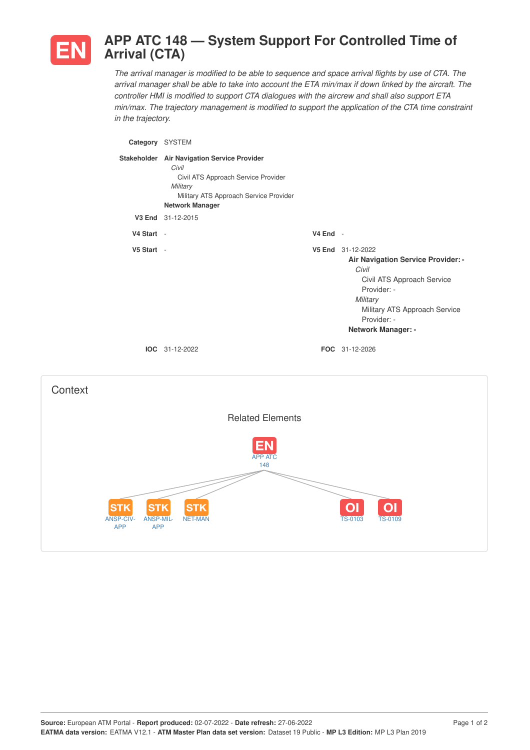# EN APP ATC 148 — System Support For Controlled Time of Arrival (CTA)

*The arrival manager is modified to be able to sequence and space arrival flights by use of CTA. The arrival manager shall be able to take into account the ETA min/max if down linked by the aircraft. The controller HMI is modified to support CTA dialogues with the aircrew and shall also support ETA min/max. The trajectory management is modified to support the application of the CTA time constraint in the trajectory.*

**Category** SYSTEM

**Stakeholder** **Air Navigation Service Provider**
- *Civil*
  - Civil ATS Approach Service Provider
- *Military*
  - Military ATS Approach Service Provider

**Network Manager**

**V3 End** 31-12-2015

**V4 Start** -

**V4 End** -

**V5 Start** -

**V5 End** 31-12-2022
- **Air Navigation Service Provider: -**
  - *Civil*
    - Civil ATS Approach Service Provider: -
  - *Military*
    - Military ATS Approach Service Provider: -
- **Network Manager: -**

**IOC** 31-12-2022

**FOC** 31-12-2026

## Context

### Related Elements

- EN: APP ATC 148
- STK: ANSP-CIV-APP
- STK: ANSP-MIL-APP
- STK: NET-MAN
- OI: TS-0103
- OI: TS-0109

**Source:** European ATM Portal - **Report produced:** 02-07-2022 - **Date refresh:** 27-06-2022
**EATMA data version:** EATMA V12.1 - **ATM Master Plan data set version:** Dataset 19 Public - **MP L3 Edition:** MP L3 Plan 2019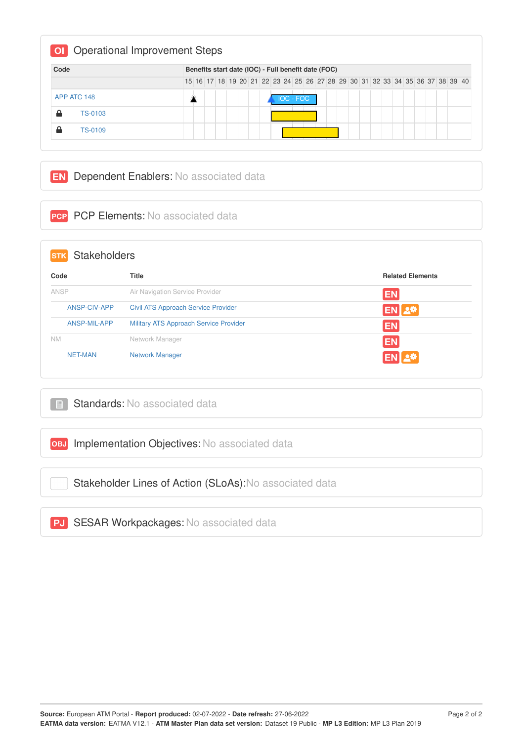## OI Operational Improvement Steps

| Code | Benefits start date (IOC) - Full benefit date (FOC) |
|---|---|
| | 15 16 17 18 19 20 21 22 23 24 25 26 27 28 29 30 31 32 33 34 35 36 37 38 39 40 |
| APP ATC 148 | IOC - FOC |
| TS-0103 | |
| TS-0109 | |

## EN Dependent Enablers: No associated data

## PCP PCP Elements: No associated data

## STK Stakeholders

| Code | Title | Related Elements |
|---|---|---|
| ANSP | Air Navigation Service Provider | EN |
| ANSP-CIV-APP | Civil ATS Approach Service Provider | EN |
| ANSP-MIL-APP | Military ATS Approach Service Provider | EN |
| NM | Network Manager | EN |
| NET-MAN | Network Manager | EN |

## Standards: No associated data

## OBJ Implementation Objectives: No associated data

## Stakeholder Lines of Action (SLoAs): No associated data

## PJ SESAR Workpackages: No associated data

**Source:** European ATM Portal - **Report produced:** 02-07-2022 - **Date refresh:** 27-06-2022
**EATMA data version:** EATMA V12.1 - **ATM Master Plan data set version:** Dataset 19 Public - **MP L3 Edition:** MP L3 Plan 2019